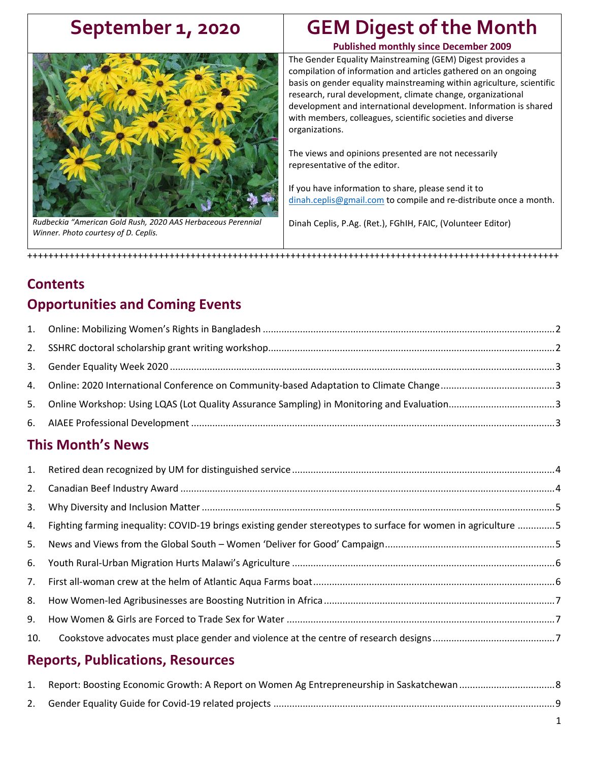# September 1, 2020

# GEM Digest of the Month

**Published monthly since December 2009**

*Rudbeckia "American Gold Rush, 2020 AAS Herbaceous Perennial Winner. Photo courtesy of D. Ceplis.*

The Gender Equality Mainstreaming (GEM) Digest provides a compilation of information and articles gathered on an ongoing basis on gender equality mainstreaming within agriculture, scientific research, rural development, climate change, organizational development and international development. Information is shared with members, colleagues, scientific societies and diverse organizations.

The views and opinions presented are not necessarily representative of the editor.

If you have information to share, please send it to dinah.ceplis@gmail.com to compile and re-distribute once a month.

Dinah Ceplis, P.Ag. (Ret.), FGhIH, FAIC, (Volunteer Editor)

++++++++++++++++++++++++++++++++++++++++++++++++++++++++++++++++++++++++++++++++++++++++++++++++++++

## Contents

## Opportunities and Coming Events

1. Online: Mobilizing Women's Rights in Bangladesh ..... 2
2. SSHRC doctoral scholarship grant writing workshop ..... 2
3. Gender Equality Week 2020 ..... 3
4. Online: 2020 International Conference on Community-based Adaptation to Climate Change ..... 3
5. Online Workshop: Using LQAS (Lot Quality Assurance Sampling) in Monitoring and Evaluation ..... 3
6. AIAEE Professional Development ..... 3

## This Month's News

1. Retired dean recognized by UM for distinguished service ..... 4
2. Canadian Beef Industry Award ..... 4
3. Why Diversity and Inclusion Matter ..... 5
4. Fighting farming inequality: COVID-19 brings existing gender stereotypes to surface for women in agriculture ..... 5
5. News and Views from the Global South – Women 'Deliver for Good' Campaign ..... 5
6. Youth Rural-Urban Migration Hurts Malawi's Agriculture ..... 6
7. First all-woman crew at the helm of Atlantic Aqua Farms boat ..... 6
8. How Women-led Agribusinesses are Boosting Nutrition in Africa ..... 7
9. How Women & Girls are Forced to Trade Sex for Water ..... 7
10. Cookstove advocates must place gender and violence at the centre of research designs ..... 7

## Reports, Publications, Resources

1. Report: Boosting Economic Growth: A Report on Women Ag Entrepreneurship in Saskatchewan ..... 8
2. Gender Equality Guide for Covid-19 related projects ..... 9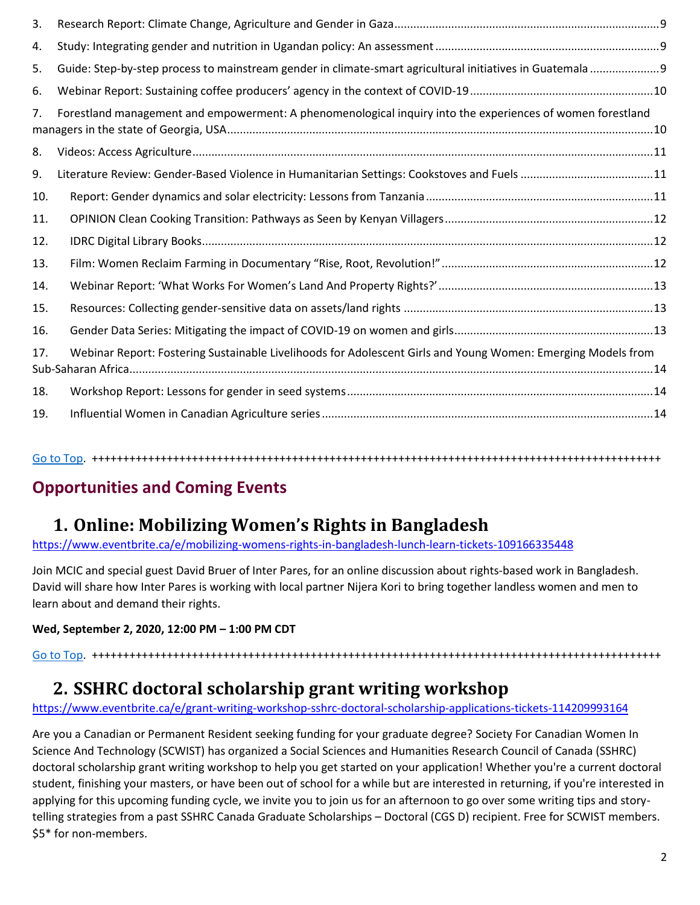3. Research Report: Climate Change, Agriculture and Gender in Gaza ..... 9
4. Study: Integrating gender and nutrition in Ugandan policy: An assessment ..... 9
5. Guide: Step-by-step process to mainstream gender in climate-smart agricultural initiatives in Guatemala ..... 9
6. Webinar Report: Sustaining coffee producers' agency in the context of COVID-19 ..... 10
7. Forestland management and empowerment: A phenomenological inquiry into the experiences of women forestland managers in the state of Georgia, USA ..... 10
8. Videos: Access Agriculture ..... 11
9. Literature Review: Gender-Based Violence in Humanitarian Settings: Cookstoves and Fuels ..... 11
10. Report: Gender dynamics and solar electricity: Lessons from Tanzania ..... 11
11. OPINION Clean Cooking Transition: Pathways as Seen by Kenyan Villagers ..... 12
12. IDRC Digital Library Books ..... 12
13. Film: Women Reclaim Farming in Documentary "Rise, Root, Revolution!" ..... 12
14. Webinar Report: 'What Works For Women's Land And Property Rights?' ..... 13
15. Resources: Collecting gender-sensitive data on assets/land rights ..... 13
16. Gender Data Series: Mitigating the impact of COVID-19 on women and girls ..... 13
17. Webinar Report: Fostering Sustainable Livelihoods for Adolescent Girls and Young Women: Emerging Models from Sub-Saharan Africa ..... 14
18. Workshop Report: Lessons for gender in seed systems ..... 14
19. Influential Women in Canadian Agriculture series ..... 14

Go to Top. ++++++++++++++++++++++++++++++++++++++++++++++++++++++++++++++++++++++++++++++++++++++++++++

## Opportunities and Coming Events

### 1. Online: Mobilizing Women's Rights in Bangladesh

https://www.eventbrite.ca/e/mobilizing-womens-rights-in-bangladesh-lunch-learn-tickets-109166335448

Join MCIC and special guest David Bruer of Inter Pares, for an online discussion about rights-based work in Bangladesh. David will share how Inter Pares is working with local partner Nijera Kori to bring together landless women and men to learn about and demand their rights.

**Wed, September 2, 2020, 12:00 PM – 1:00 PM CDT**

Go to Top. ++++++++++++++++++++++++++++++++++++++++++++++++++++++++++++++++++++++++++++++++++++++++++++

### 2. SSHRC doctoral scholarship grant writing workshop

https://www.eventbrite.ca/e/grant-writing-workshop-sshrc-doctoral-scholarship-applications-tickets-114209993164

Are you a Canadian or Permanent Resident seeking funding for your graduate degree? Society For Canadian Women In Science And Technology (SCWIST) has organized a Social Sciences and Humanities Research Council of Canada (SSHRC) doctoral scholarship grant writing workshop to help you get started on your application! Whether you're a current doctoral student, finishing your masters, or have been out of school for a while but are interested in returning, if you're interested in applying for this upcoming funding cycle, we invite you to join us for an afternoon to go over some writing tips and story-telling strategies from a past SSHRC Canada Graduate Scholarships – Doctoral (CGS D) recipient. Free for SCWIST members. $5* for non-members.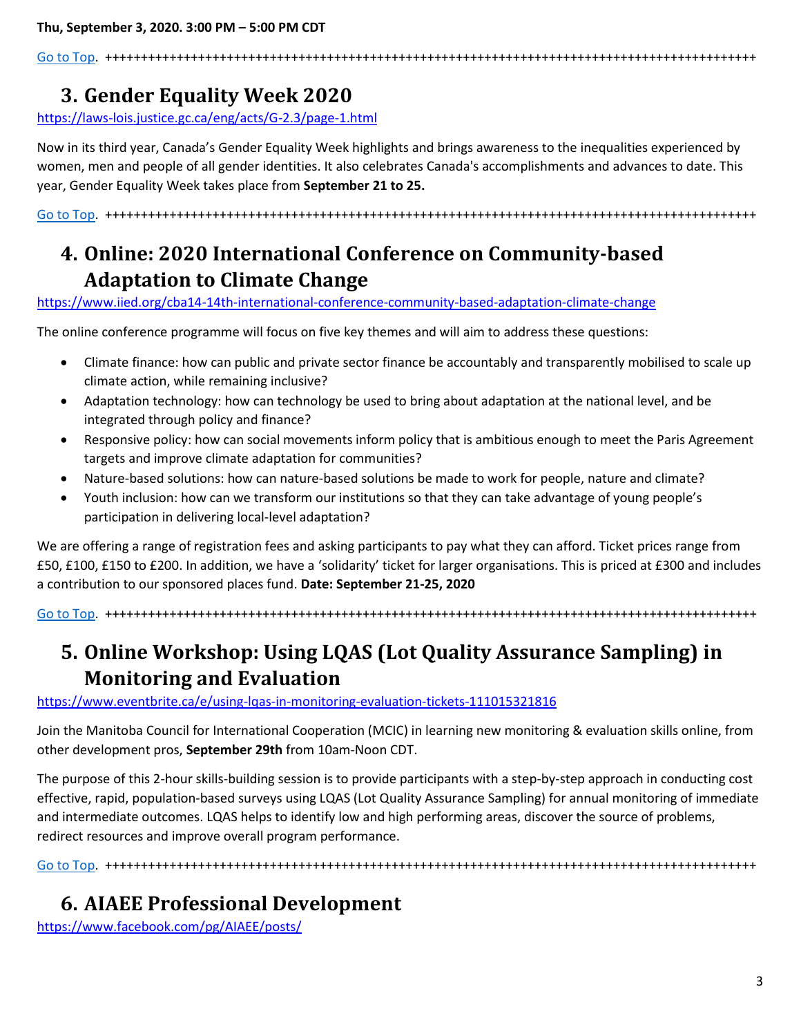**Thu, September 3, 2020. 3:00 PM – 5:00 PM CDT**

[Go to Top](#). ++++++++++++++++++++++++++++++++++++++++++++++++++++++++++++++++++++++++++++++++++++++++++++++++

## 3. Gender Equality Week 2020

https://laws-lois.justice.gc.ca/eng/acts/G-2.3/page-1.html

Now in its third year, Canada's Gender Equality Week highlights and brings awareness to the inequalities experienced by women, men and people of all gender identities. It also celebrates Canada's accomplishments and advances to date. This year, Gender Equality Week takes place from **September 21 to 25.**

[Go to Top](#). ++++++++++++++++++++++++++++++++++++++++++++++++++++++++++++++++++++++++++++++++++++++++++++++++

## 4. Online: 2020 International Conference on Community-based Adaptation to Climate Change

https://www.iied.org/cba14-14th-international-conference-community-based-adaptation-climate-change

The online conference programme will focus on five key themes and will aim to address these questions:

- Climate finance: how can public and private sector finance be accountably and transparently mobilised to scale up climate action, while remaining inclusive?
- Adaptation technology: how can technology be used to bring about adaptation at the national level, and be integrated through policy and finance?
- Responsive policy: how can social movements inform policy that is ambitious enough to meet the Paris Agreement targets and improve climate adaptation for communities?
- Nature-based solutions: how can nature-based solutions be made to work for people, nature and climate?
- Youth inclusion: how can we transform our institutions so that they can take advantage of young people's participation in delivering local-level adaptation?

We are offering a range of registration fees and asking participants to pay what they can afford. Ticket prices range from £50, £100, £150 to £200. In addition, we have a 'solidarity' ticket for larger organisations. This is priced at £300 and includes a contribution to our sponsored places fund. **Date: September 21-25, 2020**

[Go to Top](#). ++++++++++++++++++++++++++++++++++++++++++++++++++++++++++++++++++++++++++++++++++++++++++++++++

## 5. Online Workshop: Using LQAS (Lot Quality Assurance Sampling) in Monitoring and Evaluation

https://www.eventbrite.ca/e/using-lqas-in-monitoring-evaluation-tickets-111015321816

Join the Manitoba Council for International Cooperation (MCIC) in learning new monitoring & evaluation skills online, from other development pros, **September 29th** from 10am-Noon CDT.

The purpose of this 2-hour skills-building session is to provide participants with a step-by-step approach in conducting cost effective, rapid, population-based surveys using LQAS (Lot Quality Assurance Sampling) for annual monitoring of immediate and intermediate outcomes. LQAS helps to identify low and high performing areas, discover the source of problems, redirect resources and improve overall program performance.

[Go to Top](#). ++++++++++++++++++++++++++++++++++++++++++++++++++++++++++++++++++++++++++++++++++++++++++++++++

## 6. AIAEE Professional Development

https://www.facebook.com/pg/AIAEE/posts/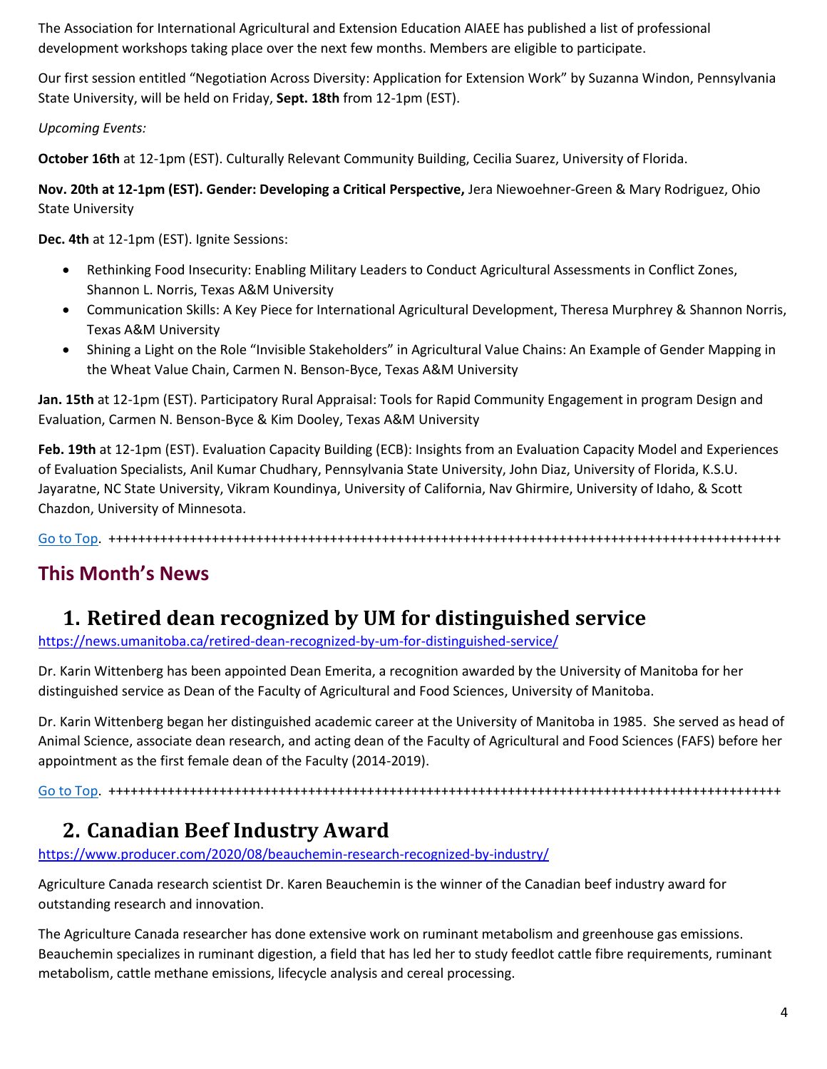The Association for International Agricultural and Extension Education AIAEE has published a list of professional development workshops taking place over the next few months. Members are eligible to participate.

Our first session entitled “Negotiation Across Diversity: Application for Extension Work” by Suzanna Windon, Pennsylvania State University, will be held on Friday, **Sept. 18th** from 12-1pm (EST).

*Upcoming Events:*

**October 16th** at 12-1pm (EST). Culturally Relevant Community Building, Cecilia Suarez, University of Florida.

**Nov. 20th at 12-1pm (EST). Gender: Developing a Critical Perspective,** Jera Niewoehner-Green & Mary Rodriguez, Ohio State University

**Dec. 4th** at 12-1pm (EST). Ignite Sessions:

- Rethinking Food Insecurity: Enabling Military Leaders to Conduct Agricultural Assessments in Conflict Zones, Shannon L. Norris, Texas A&M University
- Communication Skills: A Key Piece for International Agricultural Development, Theresa Murphrey & Shannon Norris, Texas A&M University
- Shining a Light on the Role “Invisible Stakeholders” in Agricultural Value Chains: An Example of Gender Mapping in the Wheat Value Chain, Carmen N. Benson-Byce, Texas A&M University

**Jan. 15th** at 12-1pm (EST). Participatory Rural Appraisal: Tools for Rapid Community Engagement in program Design and Evaluation, Carmen N. Benson-Byce & Kim Dooley, Texas A&M University

**Feb. 19th** at 12-1pm (EST). Evaluation Capacity Building (ECB): Insights from an Evaluation Capacity Model and Experiences of Evaluation Specialists, Anil Kumar Chudhary, Pennsylvania State University, John Diaz, University of Florida, K.S.U. Jayaratne, NC State University, Vikram Koundinya, University of California, Nav Ghirmire, University of Idaho, & Scott Chazdon, University of Minnesota.

Go to Top. ++++++++++++++++++++++++++++++++++++++++++++++++++++++++++++++++++++++++++++++++++++++++++++

## This Month’s News

### 1. Retired dean recognized by UM for distinguished service

https://news.umanitoba.ca/retired-dean-recognized-by-um-for-distinguished-service/

Dr. Karin Wittenberg has been appointed Dean Emerita, a recognition awarded by the University of Manitoba for her distinguished service as Dean of the Faculty of Agricultural and Food Sciences, University of Manitoba.

Dr. Karin Wittenberg began her distinguished academic career at the University of Manitoba in 1985. She served as head of Animal Science, associate dean research, and acting dean of the Faculty of Agricultural and Food Sciences (FAFS) before her appointment as the first female dean of the Faculty (2014-2019).

Go to Top. ++++++++++++++++++++++++++++++++++++++++++++++++++++++++++++++++++++++++++++++++++++++++++++

### 2. Canadian Beef Industry Award

https://www.producer.com/2020/08/beauchemin-research-recognized-by-industry/

Agriculture Canada research scientist Dr. Karen Beauchemin is the winner of the Canadian beef industry award for outstanding research and innovation.

The Agriculture Canada researcher has done extensive work on ruminant metabolism and greenhouse gas emissions. Beauchemin specializes in ruminant digestion, a field that has led her to study feedlot cattle fibre requirements, ruminant metabolism, cattle methane emissions, lifecycle analysis and cereal processing.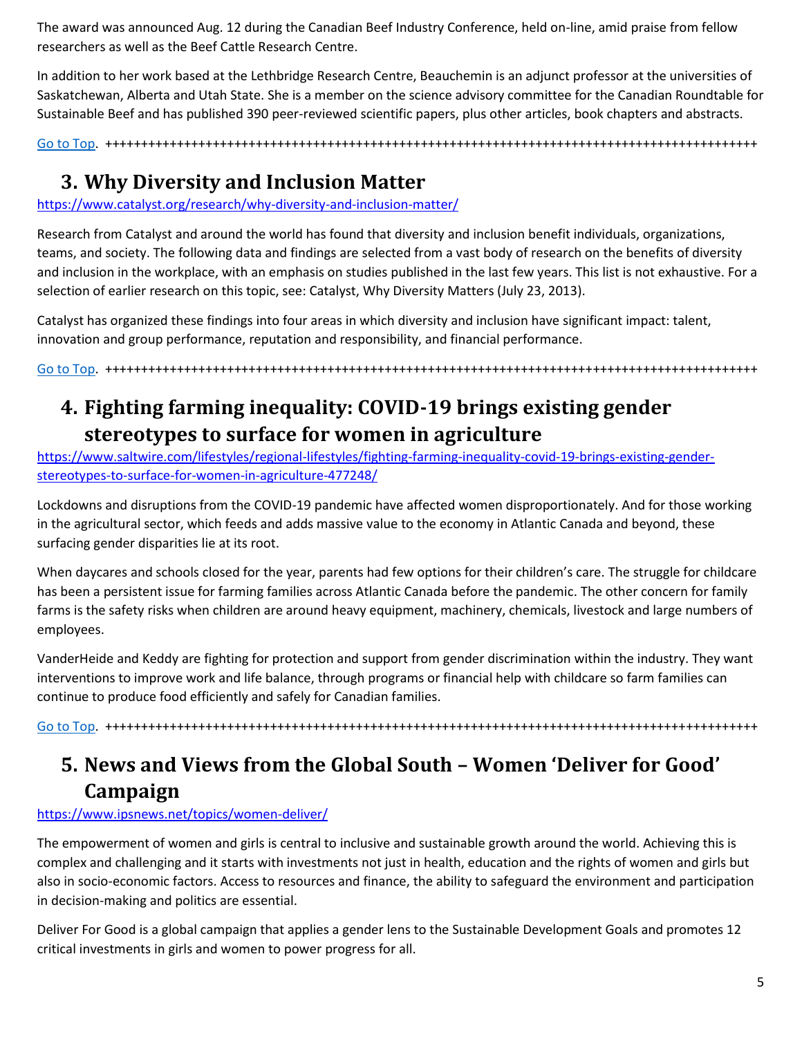The award was announced Aug. 12 during the Canadian Beef Industry Conference, held on-line, amid praise from fellow researchers as well as the Beef Cattle Research Centre.

In addition to her work based at the Lethbridge Research Centre, Beauchemin is an adjunct professor at the universities of Saskatchewan, Alberta and Utah State. She is a member on the science advisory committee for the Canadian Roundtable for Sustainable Beef and has published 390 peer-reviewed scientific papers, plus other articles, book chapters and abstracts.

Go to Top. ++++++++++++++++++++++++++++++++++++++++++++++++++++++++++++++++++++++++++++++++++++++++++++++

## 3. Why Diversity and Inclusion Matter

https://www.catalyst.org/research/why-diversity-and-inclusion-matter/

Research from Catalyst and around the world has found that diversity and inclusion benefit individuals, organizations, teams, and society. The following data and findings are selected from a vast body of research on the benefits of diversity and inclusion in the workplace, with an emphasis on studies published in the last few years. This list is not exhaustive. For a selection of earlier research on this topic, see: Catalyst, Why Diversity Matters (July 23, 2013).

Catalyst has organized these findings into four areas in which diversity and inclusion have significant impact: talent, innovation and group performance, reputation and responsibility, and financial performance.

Go to Top. ++++++++++++++++++++++++++++++++++++++++++++++++++++++++++++++++++++++++++++++++++++++++++++++

## 4. Fighting farming inequality: COVID-19 brings existing gender stereotypes to surface for women in agriculture

https://www.saltwire.com/lifestyles/regional-lifestyles/fighting-farming-inequality-covid-19-brings-existing-gender-stereotypes-to-surface-for-women-in-agriculture-477248/

Lockdowns and disruptions from the COVID-19 pandemic have affected women disproportionately. And for those working in the agricultural sector, which feeds and adds massive value to the economy in Atlantic Canada and beyond, these surfacing gender disparities lie at its root.

When daycares and schools closed for the year, parents had few options for their children's care. The struggle for childcare has been a persistent issue for farming families across Atlantic Canada before the pandemic. The other concern for family farms is the safety risks when children are around heavy equipment, machinery, chemicals, livestock and large numbers of employees.

VanderHeide and Keddy are fighting for protection and support from gender discrimination within the industry. They want interventions to improve work and life balance, through programs or financial help with childcare so farm families can continue to produce food efficiently and safely for Canadian families.

Go to Top. ++++++++++++++++++++++++++++++++++++++++++++++++++++++++++++++++++++++++++++++++++++++++++++++

## 5. News and Views from the Global South – Women 'Deliver for Good' Campaign

https://www.ipsnews.net/topics/women-deliver/

The empowerment of women and girls is central to inclusive and sustainable growth around the world. Achieving this is complex and challenging and it starts with investments not just in health, education and the rights of women and girls but also in socio-economic factors. Access to resources and finance, the ability to safeguard the environment and participation in decision-making and politics are essential.

Deliver For Good is a global campaign that applies a gender lens to the Sustainable Development Goals and promotes 12 critical investments in girls and women to power progress for all.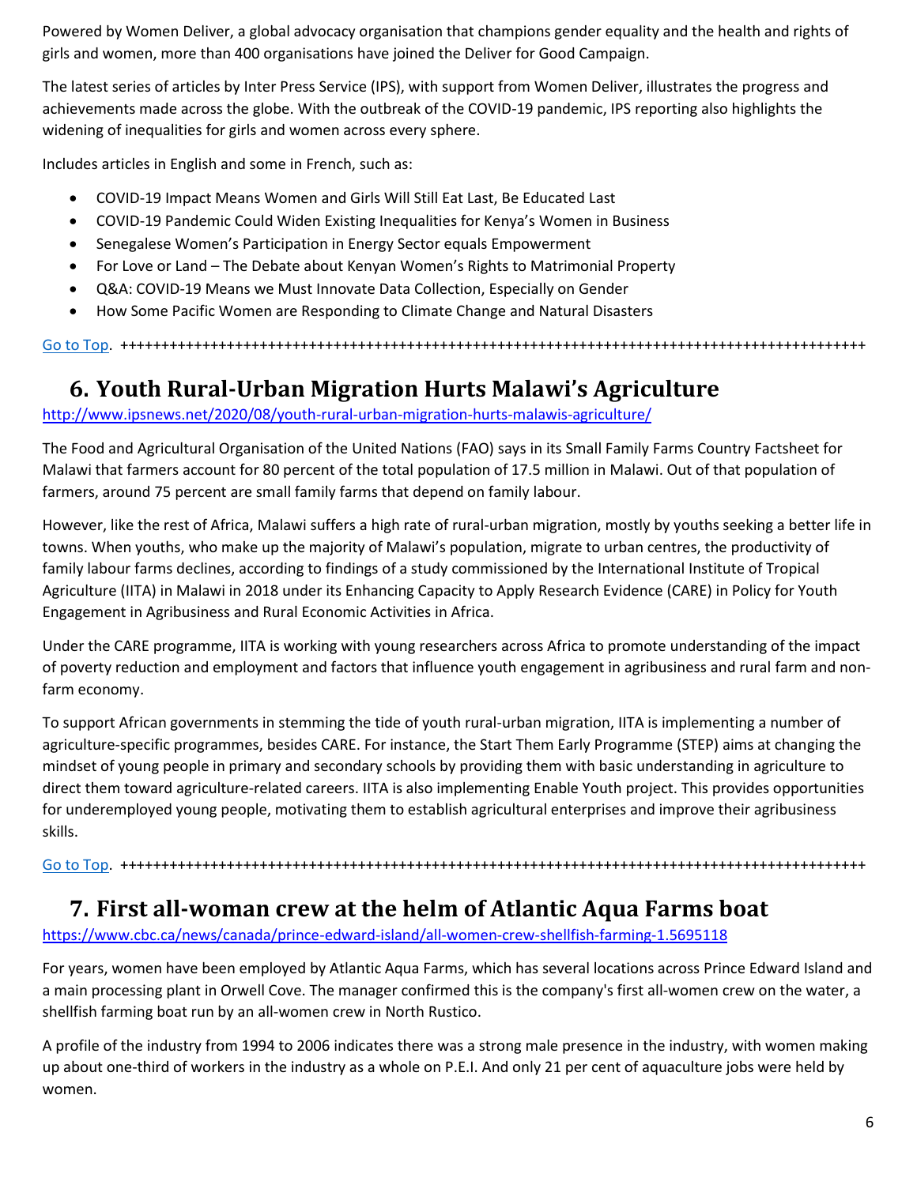Powered by Women Deliver, a global advocacy organisation that champions gender equality and the health and rights of girls and women, more than 400 organisations have joined the Deliver for Good Campaign.

The latest series of articles by Inter Press Service (IPS), with support from Women Deliver, illustrates the progress and achievements made across the globe. With the outbreak of the COVID-19 pandemic, IPS reporting also highlights the widening of inequalities for girls and women across every sphere.

Includes articles in English and some in French, such as:

- COVID-19 Impact Means Women and Girls Will Still Eat Last, Be Educated Last
- COVID-19 Pandemic Could Widen Existing Inequalities for Kenya's Women in Business
- Senegalese Women's Participation in Energy Sector equals Empowerment
- For Love or Land – The Debate about Kenyan Women's Rights to Matrimonial Property
- Q&A: COVID-19 Means we Must Innovate Data Collection, Especially on Gender
- How Some Pacific Women are Responding to Climate Change and Natural Disasters

Go to Top. +++++++++++++++++++++++++++++++++++++++++++++++++++++++++++++++++++++++++++++++++++++++++++

## 6. Youth Rural-Urban Migration Hurts Malawi's Agriculture

http://www.ipsnews.net/2020/08/youth-rural-urban-migration-hurts-malawis-agriculture/

The Food and Agricultural Organisation of the United Nations (FAO) says in its Small Family Farms Country Factsheet for Malawi that farmers account for 80 percent of the total population of 17.5 million in Malawi. Out of that population of farmers, around 75 percent are small family farms that depend on family labour.

However, like the rest of Africa, Malawi suffers a high rate of rural-urban migration, mostly by youths seeking a better life in towns. When youths, who make up the majority of Malawi's population, migrate to urban centres, the productivity of family labour farms declines, according to findings of a study commissioned by the International Institute of Tropical Agriculture (IITA) in Malawi in 2018 under its Enhancing Capacity to Apply Research Evidence (CARE) in Policy for Youth Engagement in Agribusiness and Rural Economic Activities in Africa.

Under the CARE programme, IITA is working with young researchers across Africa to promote understanding of the impact of poverty reduction and employment and factors that influence youth engagement in agribusiness and rural farm and non-farm economy.

To support African governments in stemming the tide of youth rural-urban migration, IITA is implementing a number of agriculture-specific programmes, besides CARE. For instance, the Start Them Early Programme (STEP) aims at changing the mindset of young people in primary and secondary schools by providing them with basic understanding in agriculture to direct them toward agriculture-related careers. IITA is also implementing Enable Youth project. This provides opportunities for underemployed young people, motivating them to establish agricultural enterprises and improve their agribusiness skills.

Go to Top. +++++++++++++++++++++++++++++++++++++++++++++++++++++++++++++++++++++++++++++++++++++++++++

## 7. First all-woman crew at the helm of Atlantic Aqua Farms boat

https://www.cbc.ca/news/canada/prince-edward-island/all-women-crew-shellfish-farming-1.5695118

For years, women have been employed by Atlantic Aqua Farms, which has several locations across Prince Edward Island and a main processing plant in Orwell Cove. The manager confirmed this is the company's first all-women crew on the water, a shellfish farming boat run by an all-women crew in North Rustico.

A profile of the industry from 1994 to 2006 indicates there was a strong male presence in the industry, with women making up about one-third of workers in the industry as a whole on P.E.I. And only 21 per cent of aquaculture jobs were held by women.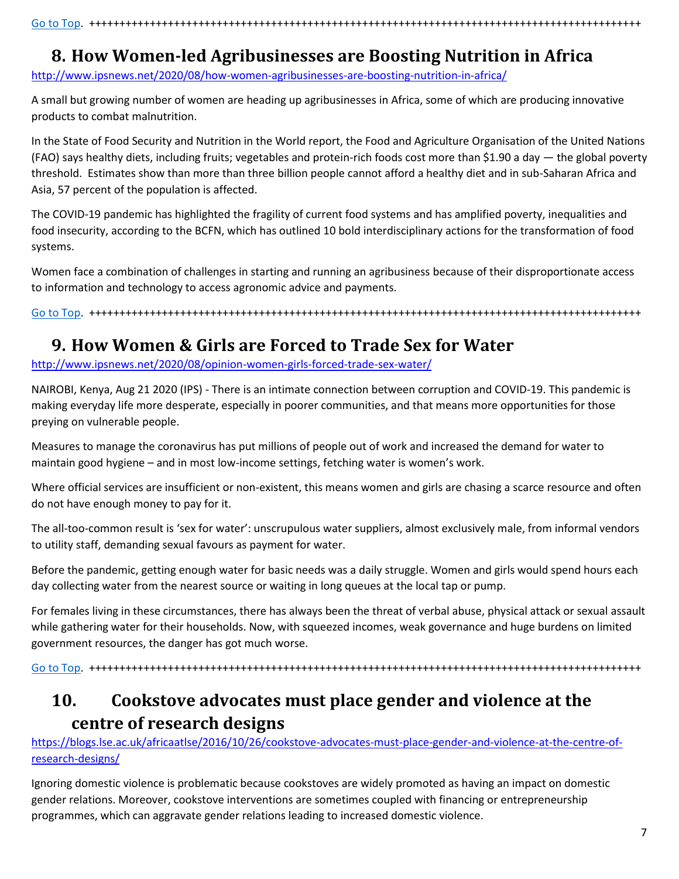[Go to Top](#). ++++++++++++++++++++++++++++++++++++++++++++++++++++++++++++++++++++++++++++++++++++++++

## 8. How Women-led Agribusinesses are Boosting Nutrition in Africa

http://www.ipsnews.net/2020/08/how-women-agribusinesses-are-boosting-nutrition-in-africa/

A small but growing number of women are heading up agribusinesses in Africa, some of which are producing innovative products to combat malnutrition.

In the State of Food Security and Nutrition in the World report, the Food and Agriculture Organisation of the United Nations (FAO) says healthy diets, including fruits; vegetables and protein-rich foods cost more than $1.90 a day — the global poverty threshold. Estimates show than more than three billion people cannot afford a healthy diet and in sub-Saharan Africa and Asia, 57 percent of the population is affected.

The COVID-19 pandemic has highlighted the fragility of current food systems and has amplified poverty, inequalities and food insecurity, according to the BCFN, which has outlined 10 bold interdisciplinary actions for the transformation of food systems.

Women face a combination of challenges in starting and running an agribusiness because of their disproportionate access to information and technology to access agronomic advice and payments.

[Go to Top](#). ++++++++++++++++++++++++++++++++++++++++++++++++++++++++++++++++++++++++++++++++++++++++

## 9. How Women & Girls are Forced to Trade Sex for Water

http://www.ipsnews.net/2020/08/opinion-women-girls-forced-trade-sex-water/

NAIROBI, Kenya, Aug 21 2020 (IPS) - There is an intimate connection between corruption and COVID-19. This pandemic is making everyday life more desperate, especially in poorer communities, and that means more opportunities for those preying on vulnerable people.

Measures to manage the coronavirus has put millions of people out of work and increased the demand for water to maintain good hygiene – and in most low-income settings, fetching water is women's work.

Where official services are insufficient or non-existent, this means women and girls are chasing a scarce resource and often do not have enough money to pay for it.

The all-too-common result is 'sex for water': unscrupulous water suppliers, almost exclusively male, from informal vendors to utility staff, demanding sexual favours as payment for water.

Before the pandemic, getting enough water for basic needs was a daily struggle. Women and girls would spend hours each day collecting water from the nearest source or waiting in long queues at the local tap or pump.

For females living in these circumstances, there has always been the threat of verbal abuse, physical attack or sexual assault while gathering water for their households. Now, with squeezed incomes, weak governance and huge burdens on limited government resources, the danger has got much worse.

[Go to Top](#). ++++++++++++++++++++++++++++++++++++++++++++++++++++++++++++++++++++++++++++++++++++++++

## 10. Cookstove advocates must place gender and violence at the centre of research designs

https://blogs.lse.ac.uk/africaatlse/2016/10/26/cookstove-advocates-must-place-gender-and-violence-at-the-centre-of-research-designs/

Ignoring domestic violence is problematic because cookstoves are widely promoted as having an impact on domestic gender relations. Moreover, cookstove interventions are sometimes coupled with financing or entrepreneurship programmes, which can aggravate gender relations leading to increased domestic violence.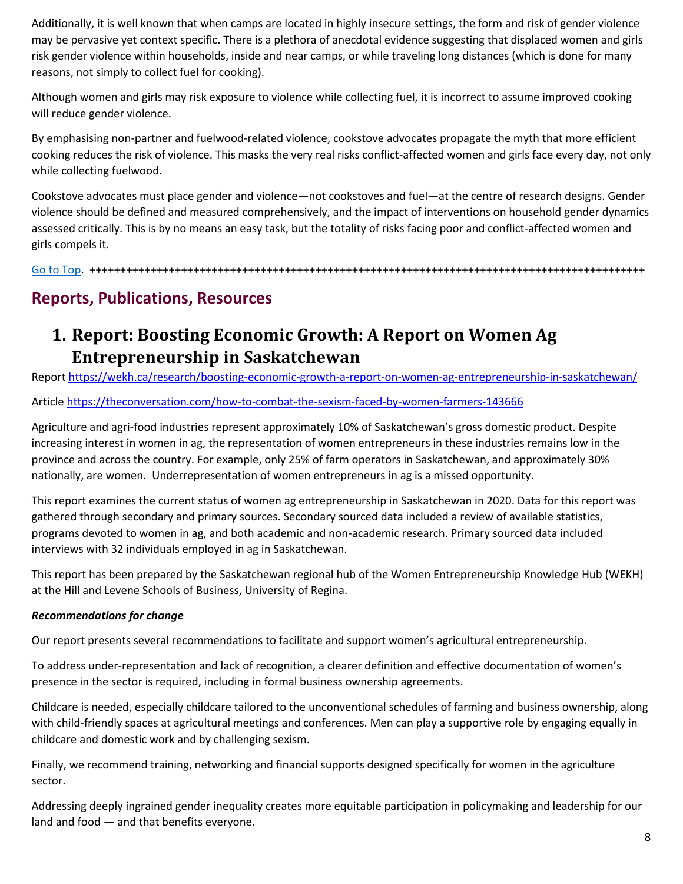Additionally, it is well known that when camps are located in highly insecure settings, the form and risk of gender violence may be pervasive yet context specific. There is a plethora of anecdotal evidence suggesting that displaced women and girls risk gender violence within households, inside and near camps, or while traveling long distances (which is done for many reasons, not simply to collect fuel for cooking).

Although women and girls may risk exposure to violence while collecting fuel, it is incorrect to assume improved cooking will reduce gender violence.

By emphasising non-partner and fuelwood-related violence, cookstove advocates propagate the myth that more efficient cooking reduces the risk of violence. This masks the very real risks conflict-affected women and girls face every day, not only while collecting fuelwood.

Cookstove advocates must place gender and violence—not cookstoves and fuel—at the centre of research designs. Gender violence should be defined and measured comprehensively, and the impact of interventions on household gender dynamics assessed critically. This is by no means an easy task, but the totality of risks facing poor and conflict-affected women and girls compels it.

Go to Top. ++++++++++++++++++++++++++++++++++++++++++++++++++++++++++++++++++++++++++++++++++++++++++++

## Reports, Publications, Resources

### 1. Report: Boosting Economic Growth: A Report on Women Ag Entrepreneurship in Saskatchewan

Report https://wekh.ca/research/boosting-economic-growth-a-report-on-women-ag-entrepreneurship-in-saskatchewan/

Article https://theconversation.com/how-to-combat-the-sexism-faced-by-women-farmers-143666

Agriculture and agri-food industries represent approximately 10% of Saskatchewan's gross domestic product. Despite increasing interest in women in ag, the representation of women entrepreneurs in these industries remains low in the province and across the country. For example, only 25% of farm operators in Saskatchewan, and approximately 30% nationally, are women. Underrepresentation of women entrepreneurs in ag is a missed opportunity.

This report examines the current status of women ag entrepreneurship in Saskatchewan in 2020. Data for this report was gathered through secondary and primary sources. Secondary sourced data included a review of available statistics, programs devoted to women in ag, and both academic and non-academic research. Primary sourced data included interviews with 32 individuals employed in ag in Saskatchewan.

This report has been prepared by the Saskatchewan regional hub of the Women Entrepreneurship Knowledge Hub (WEKH) at the Hill and Levene Schools of Business, University of Regina.

***Recommendations for change***

Our report presents several recommendations to facilitate and support women's agricultural entrepreneurship.

To address under-representation and lack of recognition, a clearer definition and effective documentation of women's presence in the sector is required, including in formal business ownership agreements.

Childcare is needed, especially childcare tailored to the unconventional schedules of farming and business ownership, along with child-friendly spaces at agricultural meetings and conferences. Men can play a supportive role by engaging equally in childcare and domestic work and by challenging sexism.

Finally, we recommend training, networking and financial supports designed specifically for women in the agriculture sector.

Addressing deeply ingrained gender inequality creates more equitable participation in policymaking and leadership for our land and food — and that benefits everyone.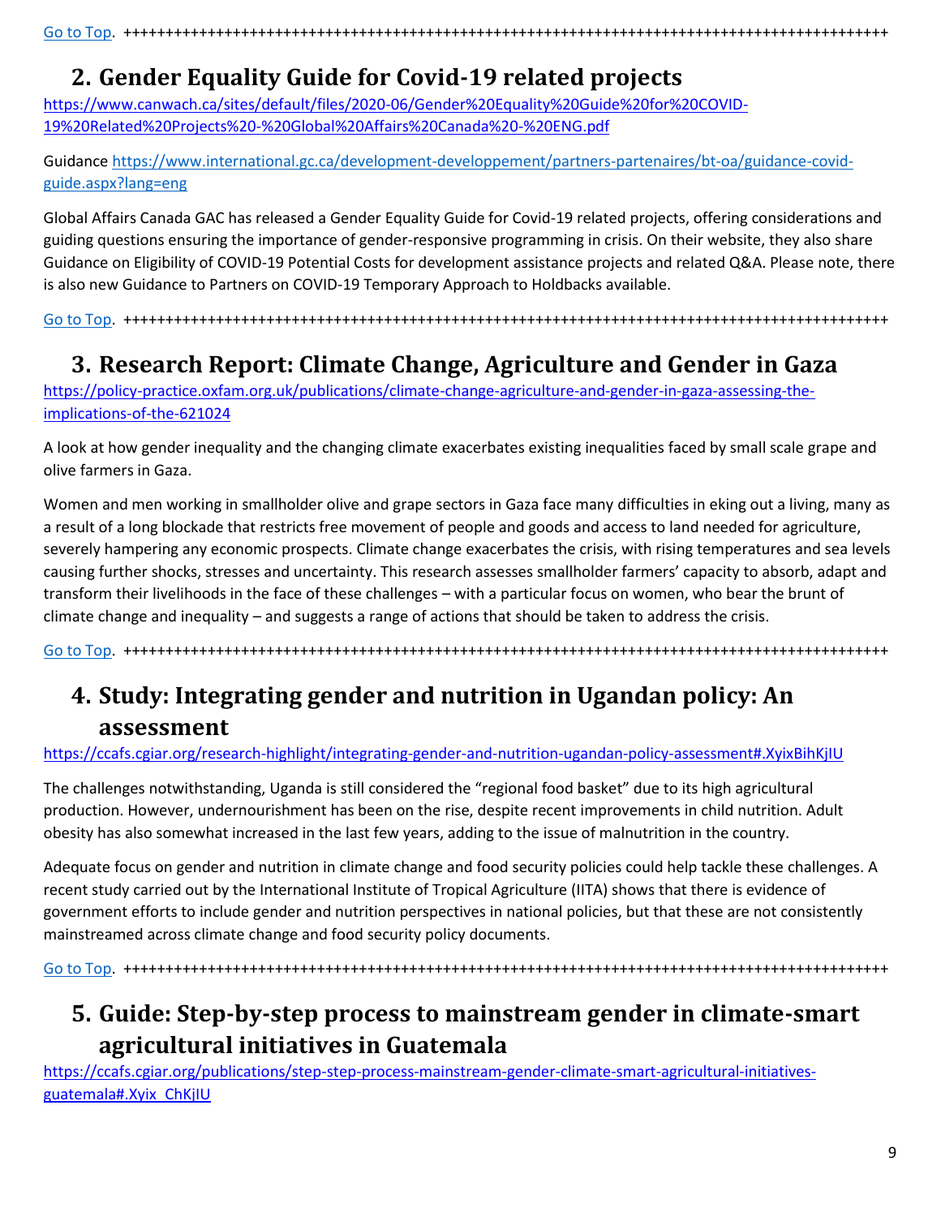[Go to Top](#). ++++++++++++++++++++++++++++++++++++++++++++++++++++++++++++++++++++++++++++++++++++++++++++++++

## 2. Gender Equality Guide for Covid-19 related projects

https://www.canwach.ca/sites/default/files/2020-06/Gender%20Equality%20Guide%20for%20COVID-19%20Related%20Projects%20-%20Global%20Affairs%20Canada%20-%20ENG.pdf

Guidance https://www.international.gc.ca/development-developpement/partners-partenaires/bt-oa/guidance-covid-guide.aspx?lang=eng

Global Affairs Canada GAC has released a Gender Equality Guide for Covid-19 related projects, offering considerations and guiding questions ensuring the importance of gender-responsive programming in crisis. On their website, they also share Guidance on Eligibility of COVID-19 Potential Costs for development assistance projects and related Q&A. Please note, there is also new Guidance to Partners on COVID-19 Temporary Approach to Holdbacks available.

[Go to Top](#). ++++++++++++++++++++++++++++++++++++++++++++++++++++++++++++++++++++++++++++++++++++++++++++++++

## 3. Research Report: Climate Change, Agriculture and Gender in Gaza

https://policy-practice.oxfam.org.uk/publications/climate-change-agriculture-and-gender-in-gaza-assessing-the-implications-of-the-621024

A look at how gender inequality and the changing climate exacerbates existing inequalities faced by small scale grape and olive farmers in Gaza.

Women and men working in smallholder olive and grape sectors in Gaza face many difficulties in eking out a living, many as a result of a long blockade that restricts free movement of people and goods and access to land needed for agriculture, severely hampering any economic prospects. Climate change exacerbates the crisis, with rising temperatures and sea levels causing further shocks, stresses and uncertainty. This research assesses smallholder farmers' capacity to absorb, adapt and transform their livelihoods in the face of these challenges – with a particular focus on women, who bear the brunt of climate change and inequality – and suggests a range of actions that should be taken to address the crisis.

[Go to Top](#). ++++++++++++++++++++++++++++++++++++++++++++++++++++++++++++++++++++++++++++++++++++++++++++++++

## 4. Study: Integrating gender and nutrition in Ugandan policy: An assessment

https://ccafs.cgiar.org/research-highlight/integrating-gender-and-nutrition-ugandan-policy-assessment#.XyixBihKjIU

The challenges notwithstanding, Uganda is still considered the "regional food basket" due to its high agricultural production. However, undernourishment has been on the rise, despite recent improvements in child nutrition. Adult obesity has also somewhat increased in the last few years, adding to the issue of malnutrition in the country.

Adequate focus on gender and nutrition in climate change and food security policies could help tackle these challenges. A recent study carried out by the International Institute of Tropical Agriculture (IITA) shows that there is evidence of government efforts to include gender and nutrition perspectives in national policies, but that these are not consistently mainstreamed across climate change and food security policy documents.

[Go to Top](#). ++++++++++++++++++++++++++++++++++++++++++++++++++++++++++++++++++++++++++++++++++++++++++++++++

## 5. Guide: Step-by-step process to mainstream gender in climate-smart agricultural initiatives in Guatemala

https://ccafs.cgiar.org/publications/step-step-process-mainstream-gender-climate-smart-agricultural-initiatives-guatemala#.Xyix_ChKjIU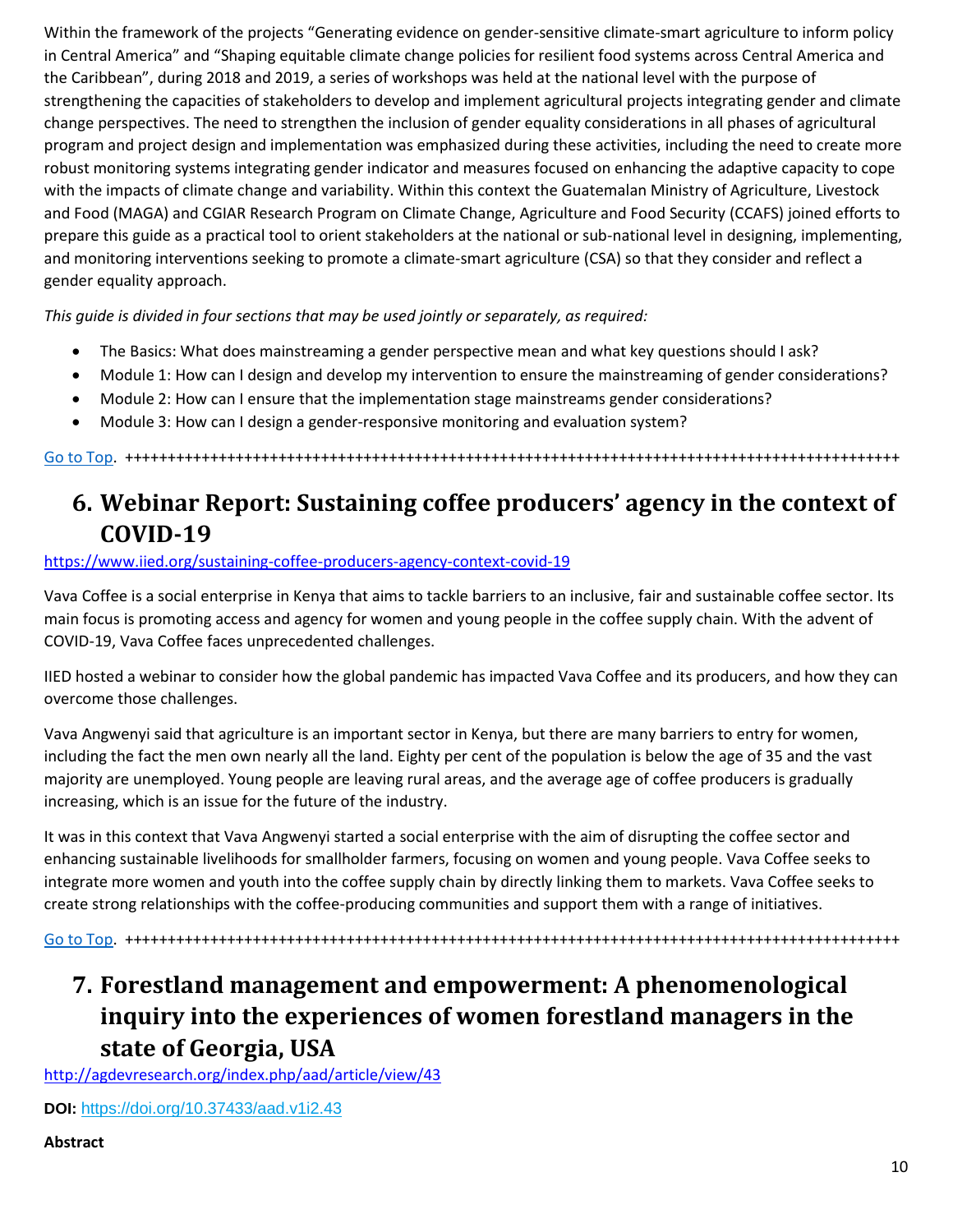Within the framework of the projects "Generating evidence on gender-sensitive climate-smart agriculture to inform policy in Central America" and "Shaping equitable climate change policies for resilient food systems across Central America and the Caribbean", during 2018 and 2019, a series of workshops was held at the national level with the purpose of strengthening the capacities of stakeholders to develop and implement agricultural projects integrating gender and climate change perspectives. The need to strengthen the inclusion of gender equality considerations in all phases of agricultural program and project design and implementation was emphasized during these activities, including the need to create more robust monitoring systems integrating gender indicator and measures focused on enhancing the adaptive capacity to cope with the impacts of climate change and variability. Within this context the Guatemalan Ministry of Agriculture, Livestock and Food (MAGA) and CGIAR Research Program on Climate Change, Agriculture and Food Security (CCAFS) joined efforts to prepare this guide as a practical tool to orient stakeholders at the national or sub-national level in designing, implementing, and monitoring interventions seeking to promote a climate-smart agriculture (CSA) so that they consider and reflect a gender equality approach.

*This guide is divided in four sections that may be used jointly or separately, as required:*

- The Basics: What does mainstreaming a gender perspective mean and what key questions should I ask?
- Module 1: How can I design and develop my intervention to ensure the mainstreaming of gender considerations?
- Module 2: How can I ensure that the implementation stage mainstreams gender considerations?
- Module 3: How can I design a gender-responsive monitoring and evaluation system?

Go to Top. ++++++++++++++++++++++++++++++++++++++++++++++++++++++++++++++++++++++++++++++++++++++++++++

## 6. Webinar Report: Sustaining coffee producers' agency in the context of COVID-19

https://www.iied.org/sustaining-coffee-producers-agency-context-covid-19

Vava Coffee is a social enterprise in Kenya that aims to tackle barriers to an inclusive, fair and sustainable coffee sector. Its main focus is promoting access and agency for women and young people in the coffee supply chain. With the advent of COVID-19, Vava Coffee faces unprecedented challenges.

IIED hosted a webinar to consider how the global pandemic has impacted Vava Coffee and its producers, and how they can overcome those challenges.

Vava Angwenyi said that agriculture is an important sector in Kenya, but there are many barriers to entry for women, including the fact the men own nearly all the land. Eighty per cent of the population is below the age of 35 and the vast majority are unemployed. Young people are leaving rural areas, and the average age of coffee producers is gradually increasing, which is an issue for the future of the industry.

It was in this context that Vava Angwenyi started a social enterprise with the aim of disrupting the coffee sector and enhancing sustainable livelihoods for smallholder farmers, focusing on women and young people. Vava Coffee seeks to integrate more women and youth into the coffee supply chain by directly linking them to markets. Vava Coffee seeks to create strong relationships with the coffee-producing communities and support them with a range of initiatives.

Go to Top. ++++++++++++++++++++++++++++++++++++++++++++++++++++++++++++++++++++++++++++++++++++++++++++

## 7. Forestland management and empowerment: A phenomenological inquiry into the experiences of women forestland managers in the state of Georgia, USA

http://agdevresearch.org/index.php/aad/article/view/43

**DOI:** https://doi.org/10.37433/aad.v1i2.43

**Abstract**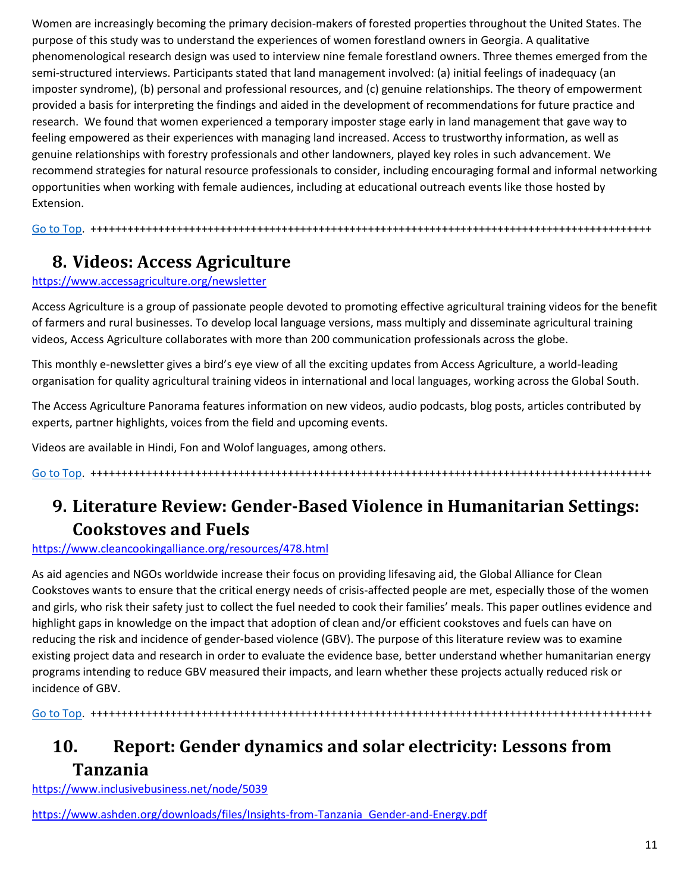Women are increasingly becoming the primary decision-makers of forested properties throughout the United States. The purpose of this study was to understand the experiences of women forestland owners in Georgia. A qualitative phenomenological research design was used to interview nine female forestland owners. Three themes emerged from the semi-structured interviews. Participants stated that land management involved: (a) initial feelings of inadequacy (an imposter syndrome), (b) personal and professional resources, and (c) genuine relationships. The theory of empowerment provided a basis for interpreting the findings and aided in the development of recommendations for future practice and research. We found that women experienced a temporary imposter stage early in land management that gave way to feeling empowered as their experiences with managing land increased. Access to trustworthy information, as well as genuine relationships with forestry professionals and other landowners, played key roles in such advancement. We recommend strategies for natural resource professionals to consider, including encouraging formal and informal networking opportunities when working with female audiences, including at educational outreach events like those hosted by Extension.

Go to Top. ++++++++++++++++++++++++++++++++++++++++++++++++++++++++++++++++++++++++++++++++++++++++++++

## 8. Videos: Access Agriculture

https://www.accessagriculture.org/newsletter

Access Agriculture is a group of passionate people devoted to promoting effective agricultural training videos for the benefit of farmers and rural businesses. To develop local language versions, mass multiply and disseminate agricultural training videos, Access Agriculture collaborates with more than 200 communication professionals across the globe.

This monthly e-newsletter gives a bird's eye view of all the exciting updates from Access Agriculture, a world-leading organisation for quality agricultural training videos in international and local languages, working across the Global South.

The Access Agriculture Panorama features information on new videos, audio podcasts, blog posts, articles contributed by experts, partner highlights, voices from the field and upcoming events.

Videos are available in Hindi, Fon and Wolof languages, among others.

Go to Top. ++++++++++++++++++++++++++++++++++++++++++++++++++++++++++++++++++++++++++++++++++++++++++++

## 9. Literature Review: Gender-Based Violence in Humanitarian Settings: Cookstoves and Fuels

https://www.cleancookingalliance.org/resources/478.html

As aid agencies and NGOs worldwide increase their focus on providing lifesaving aid, the Global Alliance for Clean Cookstoves wants to ensure that the critical energy needs of crisis-affected people are met, especially those of the women and girls, who risk their safety just to collect the fuel needed to cook their families' meals. This paper outlines evidence and highlight gaps in knowledge on the impact that adoption of clean and/or efficient cookstoves and fuels can have on reducing the risk and incidence of gender-based violence (GBV). The purpose of this literature review was to examine existing project data and research in order to evaluate the evidence base, better understand whether humanitarian energy programs intending to reduce GBV measured their impacts, and learn whether these projects actually reduced risk or incidence of GBV.

Go to Top. ++++++++++++++++++++++++++++++++++++++++++++++++++++++++++++++++++++++++++++++++++++++++++++

## 10. Report: Gender dynamics and solar electricity: Lessons from Tanzania

https://www.inclusivebusiness.net/node/5039

https://www.ashden.org/downloads/files/Insights-from-Tanzania_Gender-and-Energy.pdf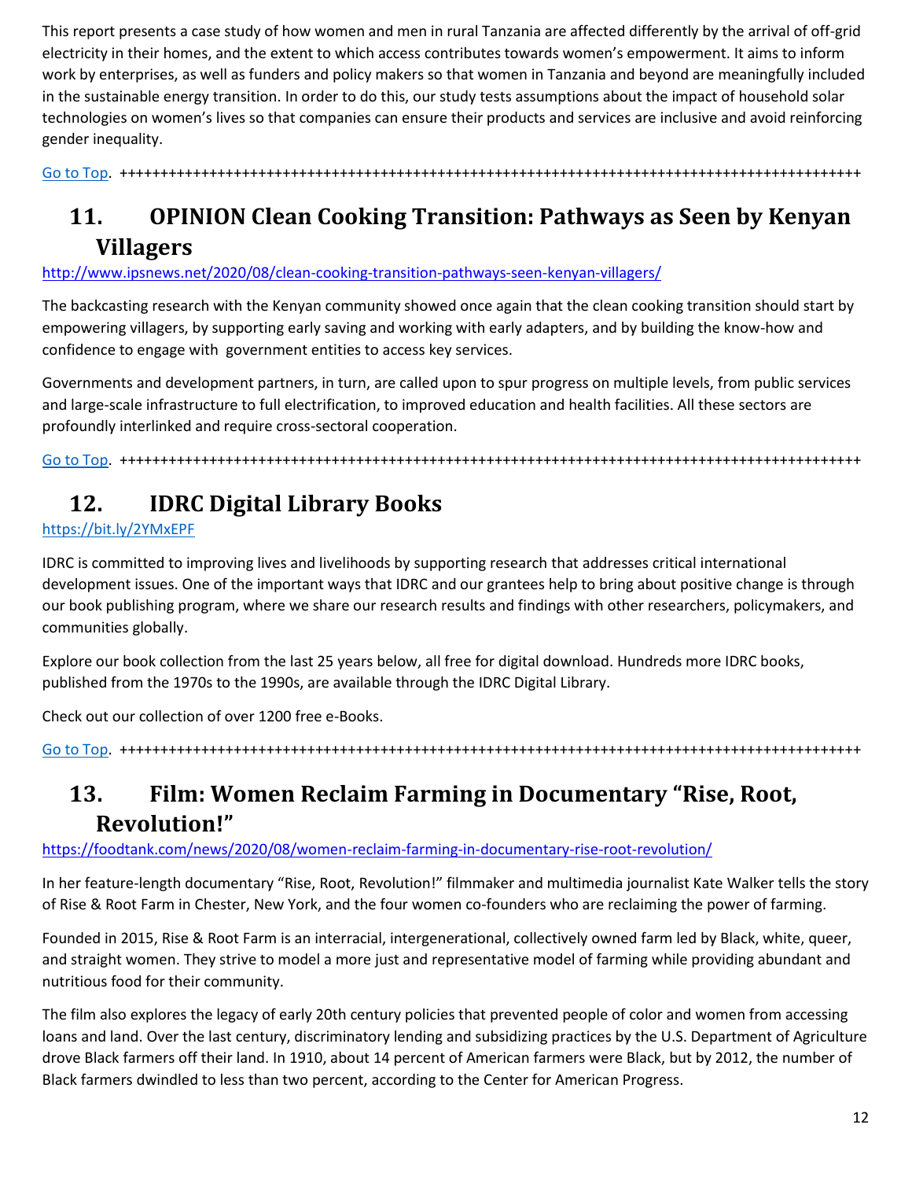This report presents a case study of how women and men in rural Tanzania are affected differently by the arrival of off-grid electricity in their homes, and the extent to which access contributes towards women's empowerment. It aims to inform work by enterprises, as well as funders and policy makers so that women in Tanzania and beyond are meaningfully included in the sustainable energy transition. In order to do this, our study tests assumptions about the impact of household solar technologies on women's lives so that companies can ensure their products and services are inclusive and avoid reinforcing gender inequality.

Go to Top. +++++++++++++++++++++++++++++++++++++++++++++++++++++++++++++++++++++++++++++++++++++++++

## 11. OPINION Clean Cooking Transition: Pathways as Seen by Kenyan Villagers

http://www.ipsnews.net/2020/08/clean-cooking-transition-pathways-seen-kenyan-villagers/

The backcasting research with the Kenyan community showed once again that the clean cooking transition should start by empowering villagers, by supporting early saving and working with early adapters, and by building the know-how and confidence to engage with government entities to access key services.

Governments and development partners, in turn, are called upon to spur progress on multiple levels, from public services and large-scale infrastructure to full electrification, to improved education and health facilities. All these sectors are profoundly interlinked and require cross-sectoral cooperation.

Go to Top. +++++++++++++++++++++++++++++++++++++++++++++++++++++++++++++++++++++++++++++++++++++++++

## 12. IDRC Digital Library Books

https://bit.ly/2YMxEPF

IDRC is committed to improving lives and livelihoods by supporting research that addresses critical international development issues. One of the important ways that IDRC and our grantees help to bring about positive change is through our book publishing program, where we share our research results and findings with other researchers, policymakers, and communities globally.

Explore our book collection from the last 25 years below, all free for digital download. Hundreds more IDRC books, published from the 1970s to the 1990s, are available through the IDRC Digital Library.

Check out our collection of over 1200 free e-Books.

Go to Top. +++++++++++++++++++++++++++++++++++++++++++++++++++++++++++++++++++++++++++++++++++++++++

## 13. Film: Women Reclaim Farming in Documentary "Rise, Root, Revolution!"

https://foodtank.com/news/2020/08/women-reclaim-farming-in-documentary-rise-root-revolution/

In her feature-length documentary "Rise, Root, Revolution!" filmmaker and multimedia journalist Kate Walker tells the story of Rise & Root Farm in Chester, New York, and the four women co-founders who are reclaiming the power of farming.

Founded in 2015, Rise & Root Farm is an interracial, intergenerational, collectively owned farm led by Black, white, queer, and straight women. They strive to model a more just and representative model of farming while providing abundant and nutritious food for their community.

The film also explores the legacy of early 20th century policies that prevented people of color and women from accessing loans and land. Over the last century, discriminatory lending and subsidizing practices by the U.S. Department of Agriculture drove Black farmers off their land. In 1910, about 14 percent of American farmers were Black, but by 2012, the number of Black farmers dwindled to less than two percent, according to the Center for American Progress.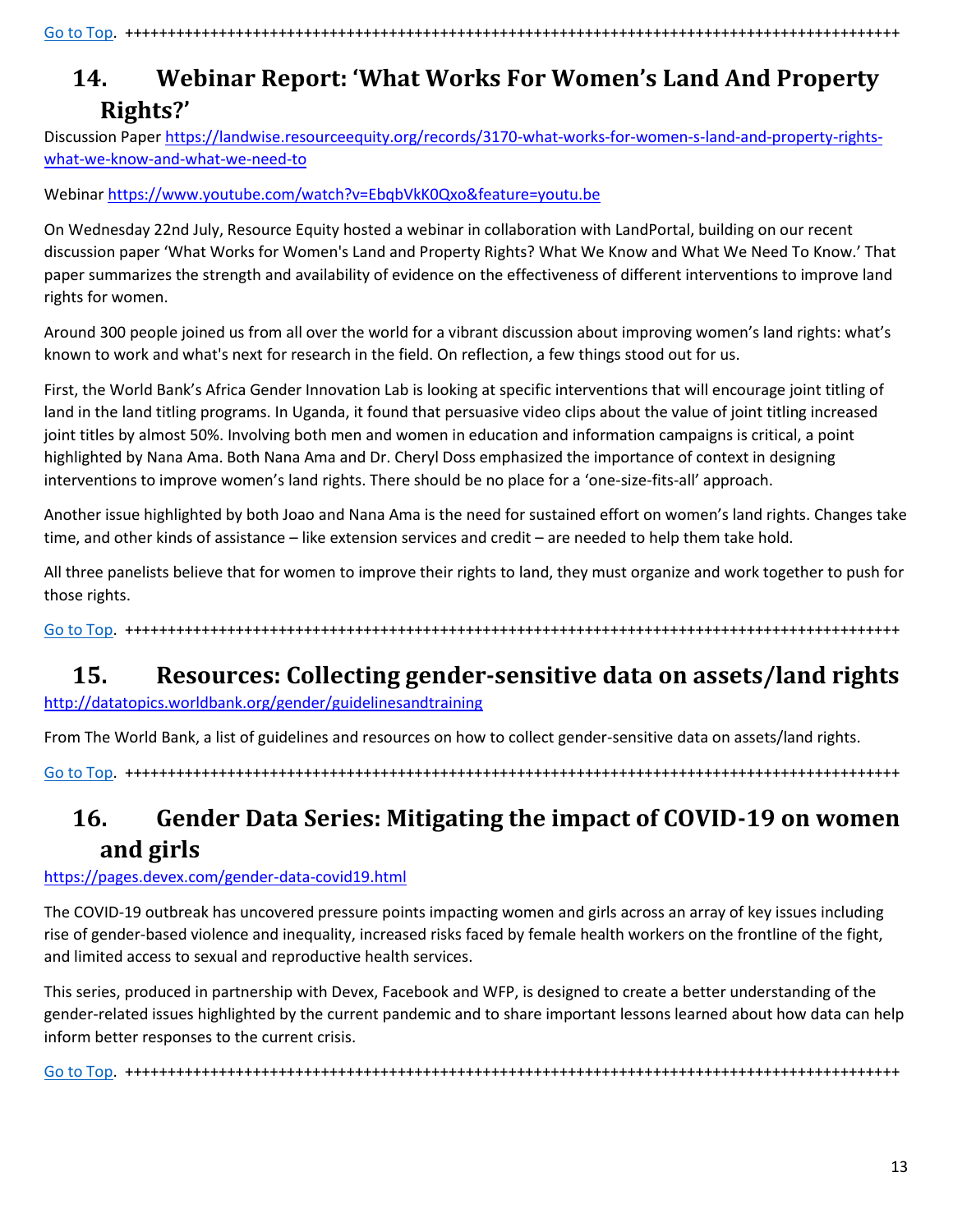Go to Top. +++++++++++++++++++++++++++++++++++++++++++++++++++++++++++++++++++++++++++++++++++++++++++

## 14. Webinar Report: 'What Works For Women's Land And Property Rights?'

Discussion Paper https://landwise.resourceequity.org/records/3170-what-works-for-women-s-land-and-property-rights-what-we-know-and-what-we-need-to

Webinar https://www.youtube.com/watch?v=EbqbVkK0Qxo&feature=youtu.be

On Wednesday 22nd July, Resource Equity hosted a webinar in collaboration with LandPortal, building on our recent discussion paper 'What Works for Women's Land and Property Rights? What We Know and What We Need To Know.' That paper summarizes the strength and availability of evidence on the effectiveness of different interventions to improve land rights for women.

Around 300 people joined us from all over the world for a vibrant discussion about improving women's land rights: what's known to work and what's next for research in the field. On reflection, a few things stood out for us.

First, the World Bank's Africa Gender Innovation Lab is looking at specific interventions that will encourage joint titling of land in the land titling programs. In Uganda, it found that persuasive video clips about the value of joint titling increased joint titles by almost 50%. Involving both men and women in education and information campaigns is critical, a point highlighted by Nana Ama. Both Nana Ama and Dr. Cheryl Doss emphasized the importance of context in designing interventions to improve women's land rights. There should be no place for a 'one-size-fits-all' approach.

Another issue highlighted by both Joao and Nana Ama is the need for sustained effort on women's land rights. Changes take time, and other kinds of assistance – like extension services and credit – are needed to help them take hold.

All three panelists believe that for women to improve their rights to land, they must organize and work together to push for those rights.

Go to Top. +++++++++++++++++++++++++++++++++++++++++++++++++++++++++++++++++++++++++++++++++++++++++++

## 15. Resources: Collecting gender-sensitive data on assets/land rights

http://datatopics.worldbank.org/gender/guidelinesandtraining

From The World Bank, a list of guidelines and resources on how to collect gender-sensitive data on assets/land rights.

Go to Top. +++++++++++++++++++++++++++++++++++++++++++++++++++++++++++++++++++++++++++++++++++++++++++

## 16. Gender Data Series: Mitigating the impact of COVID-19 on women and girls

https://pages.devex.com/gender-data-covid19.html

The COVID-19 outbreak has uncovered pressure points impacting women and girls across an array of key issues including rise of gender-based violence and inequality, increased risks faced by female health workers on the frontline of the fight, and limited access to sexual and reproductive health services.

This series, produced in partnership with Devex, Facebook and WFP, is designed to create a better understanding of the gender-related issues highlighted by the current pandemic and to share important lessons learned about how data can help inform better responses to the current crisis.

Go to Top. +++++++++++++++++++++++++++++++++++++++++++++++++++++++++++++++++++++++++++++++++++++++++++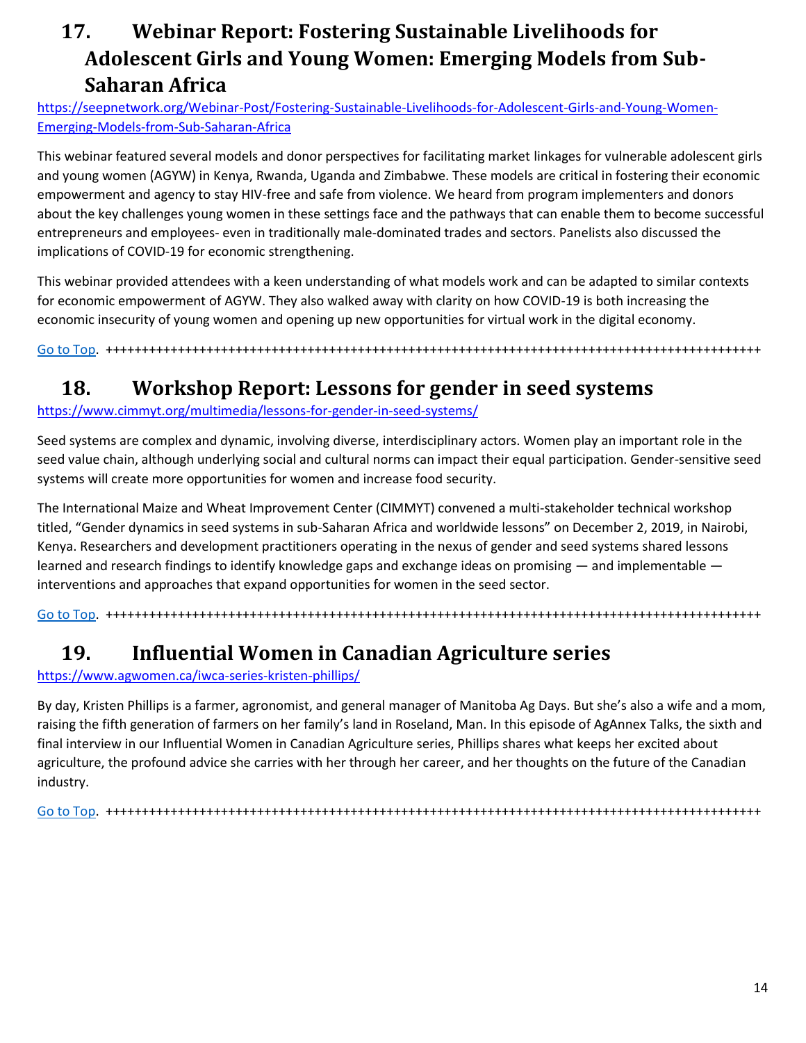## 17. Webinar Report: Fostering Sustainable Livelihoods for Adolescent Girls and Young Women: Emerging Models from Sub-Saharan Africa

https://seepnetwork.org/Webinar-Post/Fostering-Sustainable-Livelihoods-for-Adolescent-Girls-and-Young-Women-Emerging-Models-from-Sub-Saharan-Africa

This webinar featured several models and donor perspectives for facilitating market linkages for vulnerable adolescent girls and young women (AGYW) in Kenya, Rwanda, Uganda and Zimbabwe. These models are critical in fostering their economic empowerment and agency to stay HIV-free and safe from violence. We heard from program implementers and donors about the key challenges young women in these settings face and the pathways that can enable them to become successful entrepreneurs and employees- even in traditionally male-dominated trades and sectors. Panelists also discussed the implications of COVID-19 for economic strengthening.

This webinar provided attendees with a keen understanding of what models work and can be adapted to similar contexts for economic empowerment of AGYW. They also walked away with clarity on how COVID-19 is both increasing the economic insecurity of young women and opening up new opportunities for virtual work in the digital economy.

Go to Top. +++++++++++++++++++++++++++++++++++++++++++++++++++++++++++++++++++++++++++++++++++++++++++

## 18. Workshop Report: Lessons for gender in seed systems

https://www.cimmyt.org/multimedia/lessons-for-gender-in-seed-systems/

Seed systems are complex and dynamic, involving diverse, interdisciplinary actors. Women play an important role in the seed value chain, although underlying social and cultural norms can impact their equal participation. Gender-sensitive seed systems will create more opportunities for women and increase food security.

The International Maize and Wheat Improvement Center (CIMMYT) convened a multi-stakeholder technical workshop titled, "Gender dynamics in seed systems in sub-Saharan Africa and worldwide lessons" on December 2, 2019, in Nairobi, Kenya. Researchers and development practitioners operating in the nexus of gender and seed systems shared lessons learned and research findings to identify knowledge gaps and exchange ideas on promising — and implementable — interventions and approaches that expand opportunities for women in the seed sector.

Go to Top. +++++++++++++++++++++++++++++++++++++++++++++++++++++++++++++++++++++++++++++++++++++++++++

## 19. Influential Women in Canadian Agriculture series

https://www.agwomen.ca/iwca-series-kristen-phillips/

By day, Kristen Phillips is a farmer, agronomist, and general manager of Manitoba Ag Days. But she's also a wife and a mom, raising the fifth generation of farmers on her family's land in Roseland, Man. In this episode of AgAnnex Talks, the sixth and final interview in our Influential Women in Canadian Agriculture series, Phillips shares what keeps her excited about agriculture, the profound advice she carries with her through her career, and her thoughts on the future of the Canadian industry.

Go to Top. +++++++++++++++++++++++++++++++++++++++++++++++++++++++++++++++++++++++++++++++++++++++++++